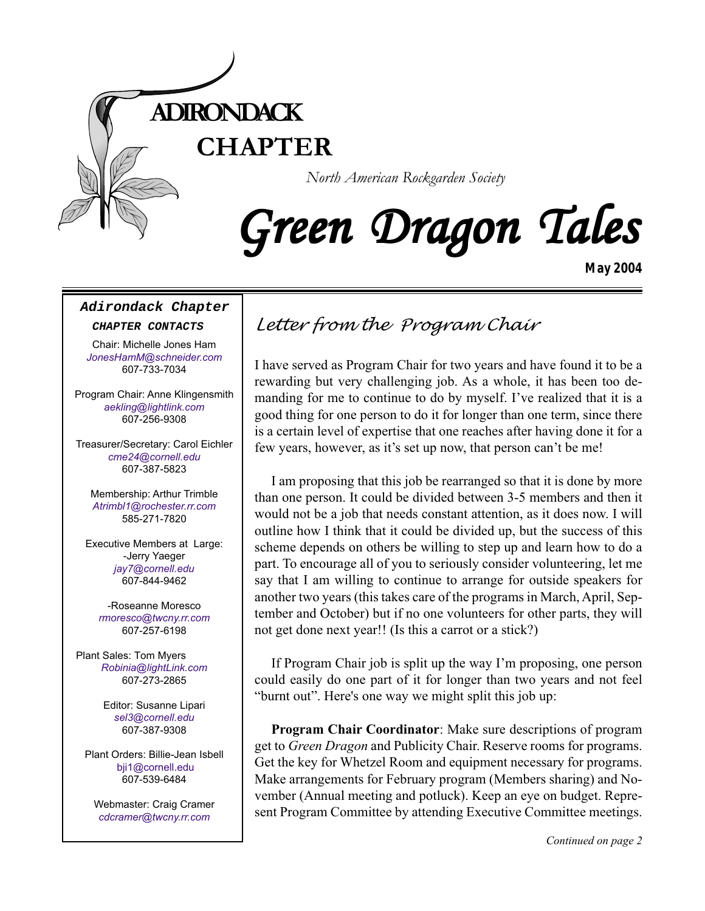# ADIRONDACK CHAPTER

*North American Rockgarden Society*

# Green Dragon Tales

**May 2004**

**Adirondack Chapter**

**CHAPTER CONTACTS**

Chair: Michelle Jones Ham
*JonesHamM@schneider.com*
607-733-7034

Program Chair: Anne Klingensmith
*aekling@lightlink.com*
607-256-9308

Treasurer/Secretary: Carol Eichler
*cme24@cornell.edu*
607-387-5823

Membership: Arthur Trimble
*Atrimbl1@rochester.rr.com*
585-271-7820

Executive Members at Large:
-Jerry Yaeger
*jay7@cornell.edu*
607-844-9462

-Roseanne Moresco
*rmoresco@twcny.rr.com*
607-257-6198

Plant Sales: Tom Myers
*Robinia@lightLink.com*
607-273-2865

Editor: Susanne Lipari
*sel3@cornell.edu*
607-387-9308

Plant Orders: Billie-Jean Isbell
bji1@cornell.edu
607-539-6484

Webmaster: Craig Cramer
*cdcramer@twcny.rr.com*

## *Letter from the Program Chair*

I have served as Program Chair for two years and have found it to be a rewarding but very challenging job. As a whole, it has been too demanding for me to continue to do by myself. I've realized that it is a good thing for one person to do it for longer than one term, since there is a certain level of expertise that one reaches after having done it for a few years, however, as it's set up now, that person can't be me!

I am proposing that this job be rearranged so that it is done by more than one person. It could be divided between 3-5 members and then it would not be a job that needs constant attention, as it does now. I will outline how I think that it could be divided up, but the success of this scheme depends on others be willing to step up and learn how to do a part. To encourage all of you to seriously consider volunteering, let me say that I am willing to continue to arrange for outside speakers for another two years (this takes care of the programs in March, April, September and October) but if no one volunteers for other parts, they will not get done next year!! (Is this a carrot or a stick?)

If Program Chair job is split up the way I'm proposing, one person could easily do one part of it for longer than two years and not feel "burnt out". Here's one way we might split this job up:

**Program Chair Coordinator**: Make sure descriptions of program get to *Green Dragon* and Publicity Chair. Reserve rooms for programs. Get the key for Whetzel Room and equipment necessary for programs. Make arrangements for February program (Members sharing) and November (Annual meeting and potluck). Keep an eye on budget. Represent Program Committee by attending Executive Committee meetings.

*Continued on page 2*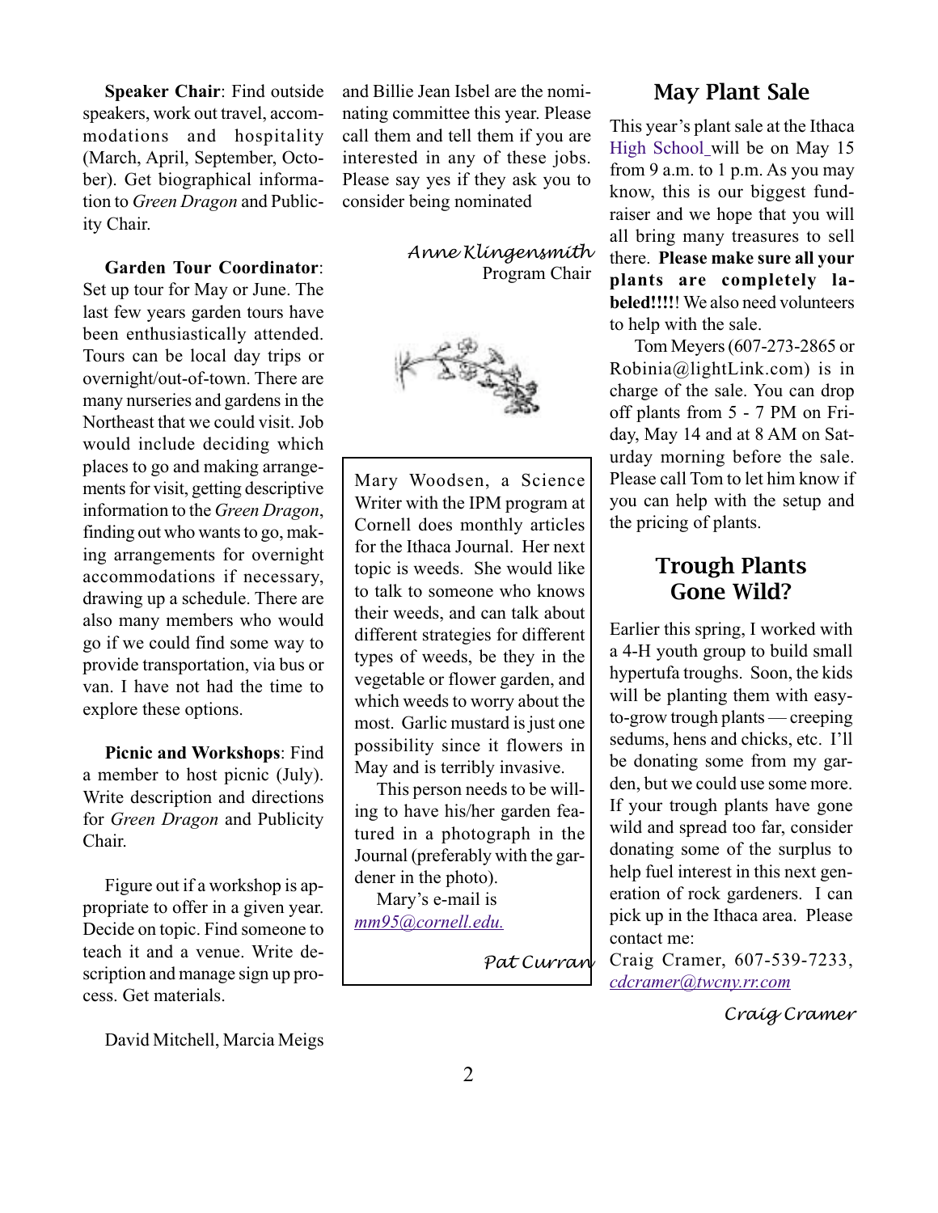**Speaker Chair**: Find outside speakers, work out travel, accommodations and hospitality (March, April, September, October). Get biographical information to *Green Dragon* and Publicity Chair.

**Garden Tour Coordinator**: Set up tour for May or June. The last few years garden tours have been enthusiastically attended. Tours can be local day trips or overnight/out-of-town. There are many nurseries and gardens in the Northeast that we could visit. Job would include deciding which places to go and making arrangements for visit, getting descriptive information to the *Green Dragon*, finding out who wants to go, making arrangements for overnight accommodations if necessary, drawing up a schedule. There are also many members who would go if we could find some way to provide transportation, via bus or van. I have not had the time to explore these options.

**Picnic and Workshops**: Find a member to host picnic (July). Write description and directions for *Green Dragon* and Publicity Chair.

Figure out if a workshop is appropriate to offer in a given year. Decide on topic. Find someone to teach it and a venue. Write description and manage sign up process. Get materials.

David Mitchell, Marcia Meigs and Billie Jean Isbel are the nominating committee this year. Please call them and tell them if you are interested in any of these jobs. Please say yes if they ask you to consider being nominated

*Anne Klingensmith*
Program Chair

---

Mary Woodsen, a Science Writer with the IPM program at Cornell does monthly articles for the Ithaca Journal. Her next topic is weeds. She would like to talk to someone who knows their weeds, and can talk about different strategies for different types of weeds, be they in the vegetable or flower garden, and which weeds to worry about the most. Garlic mustard is just one possibility since it flowers in May and is terribly invasive.

This person needs to be willing to have his/her garden featured in a photograph in the Journal (preferably with the gardener in the photo).

Mary's e-mail is *mm95@cornell.edu.*

*Pat Curran*

---

## May Plant Sale

This year's plant sale at the Ithaca High School will be on May 15 from 9 a.m. to 1 p.m. As you may know, this is our biggest fundraiser and we hope that you will all bring many treasures to sell there. **Please make sure all your plants are completely labeled!!!!**! We also need volunteers to help with the sale.

Tom Meyers (607-273-2865 or Robinia@lightLink.com) is in charge of the sale. You can drop off plants from 5 - 7 PM on Friday, May 14 and at 8 AM on Saturday morning before the sale. Please call Tom to let him know if you can help with the setup and the pricing of plants.

## Trough Plants Gone Wild?

Earlier this spring, I worked with a 4-H youth group to build small hypertufa troughs. Soon, the kids will be planting them with easy-to-grow trough plants — creeping sedums, hens and chicks, etc. I'll be donating some from my garden, but we could use some more. If your trough plants have gone wild and spread too far, consider donating some of the surplus to help fuel interest in this next generation of rock gardeners. I can pick up in the Ithaca area. Please contact me:

Craig Cramer, 607-539-7233, *cdcramer@twcny.rr.com*

*Craig Cramer*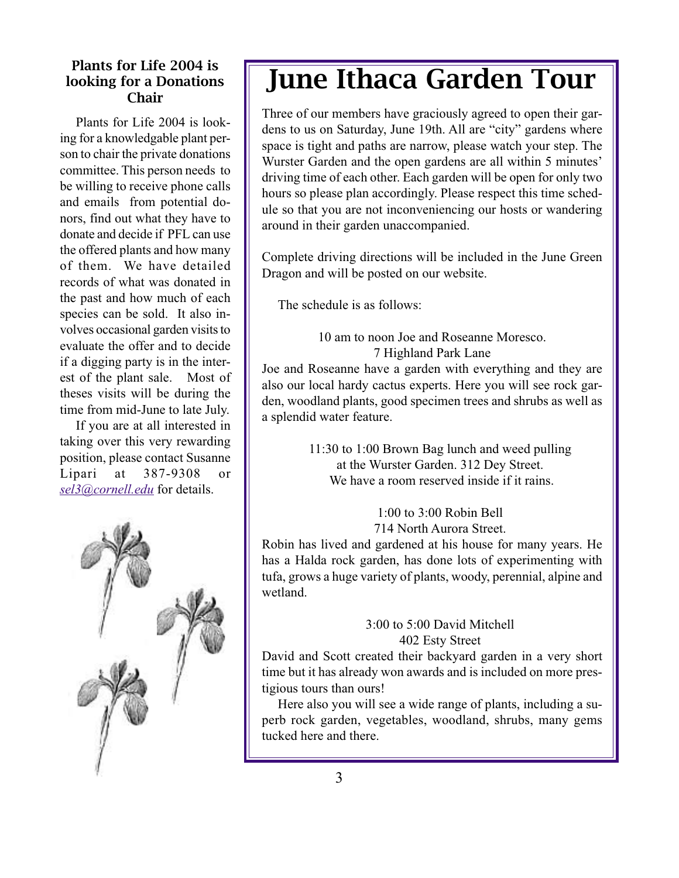## Plants for Life 2004 is looking for a Donations Chair

Plants for Life 2004 is looking for a knowledgable plant person to chair the private donations committee. This person needs to be willing to receive phone calls and emails from potential donors, find out what they have to donate and decide if PFL can use the offered plants and how many of them. We have detailed records of what was donated in the past and how much of each species can be sold. It also involves occasional garden visits to evaluate the offer and to decide if a digging party is in the interest of the plant sale. Most of theses visits will be during the time from mid-June to late July.

If you are at all interested in taking over this very rewarding position, please contact Susanne Lipari at 387-9308 or *sel3@cornell.edu* for details.

# June Ithaca Garden Tour

Three of our members have graciously agreed to open their gardens to us on Saturday, June 19th. All are "city" gardens where space is tight and paths are narrow, please watch your step. The Wurster Garden and the open gardens are all within 5 minutes' driving time of each other. Each garden will be open for only two hours so please plan accordingly. Please respect this time schedule so that you are not inconveniencing our hosts or wandering around in their garden unaccompanied.

Complete driving directions will be included in the June Green Dragon and will be posted on our website.

The schedule is as follows:

10 am to noon Joe and Roseanne Moresco.
7 Highland Park Lane

Joe and Roseanne have a garden with everything and they are also our local hardy cactus experts. Here you will see rock garden, woodland plants, good specimen trees and shrubs as well as a splendid water feature.

11:30 to 1:00 Brown Bag lunch and weed pulling
at the Wurster Garden. 312 Dey Street.
We have a room reserved inside if it rains.

1:00 to 3:00 Robin Bell
714 North Aurora Street.

Robin has lived and gardened at his house for many years. He has a Halda rock garden, has done lots of experimenting with tufa, grows a huge variety of plants, woody, perennial, alpine and wetland.

3:00 to 5:00 David Mitchell
402 Esty Street

David and Scott created their backyard garden in a very short time but it has already won awards and is included on more prestigious tours than ours!

Here also you will see a wide range of plants, including a superb rock garden, vegetables, woodland, shrubs, many gems tucked here and there.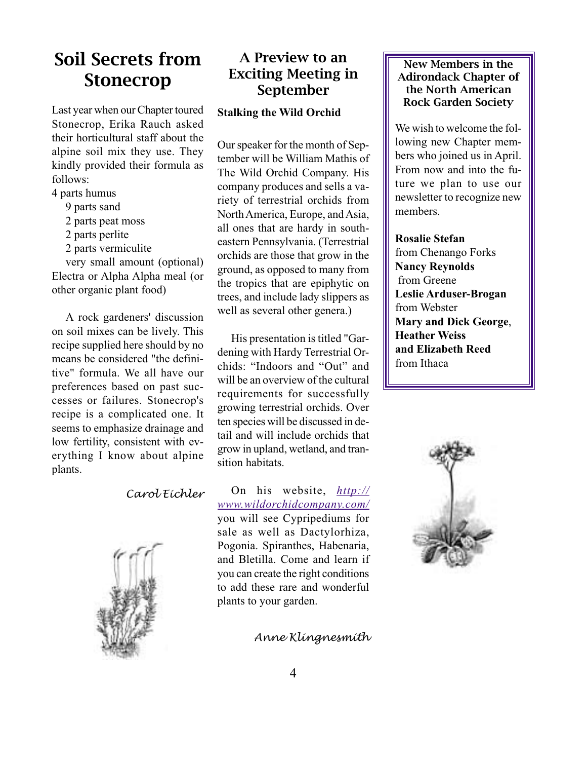# Soil Secrets from Stonecrop

Last year when our Chapter toured Stonecrop, Erika Rauch asked their horticultural staff about the alpine soil mix they use. They kindly provided their formula as follows:

4 parts humus
9 parts sand
2 parts peat moss
2 parts perlite
2 parts vermiculite
very small amount (optional) Electra or Alpha Alpha meal (or other organic plant food)

A rock gardeners' discussion on soil mixes can be lively. This recipe supplied here should by no means be considered "the definitive" formula. We all have our preferences based on past successes or failures. Stonecrop's recipe is a complicated one. It seems to emphasize drainage and low fertility, consistent with everything I know about alpine plants.

*Carol Eichler*

## A Preview to an Exciting Meeting in September

**Stalking the Wild Orchid**

Our speaker for the month of September will be William Mathis of The Wild Orchid Company. His company produces and sells a variety of terrestrial orchids from North America, Europe, and Asia, all ones that are hardy in southeastern Pennsylvania. (Terrestrial orchids are those that grow in the ground, as opposed to many from the tropics that are epiphytic on trees, and include lady slippers as well as several other genera.)

His presentation is titled "Gardening with Hardy Terrestrial Orchids: "Indoors and "Out" and will be an overview of the cultural requirements for successfully growing terrestrial orchids. Over ten species will be discussed in detail and will include orchids that grow in upland, wetland, and transition habitats.

On his website, [http://www.wildorchidcompany.com/](http://www.wildorchidcompany.com/) you will see Cypripediums for sale as well as Dactylorhiza, Pogonia. Spiranthes, Habenaria, and Bletilla. Come and learn if you can create the right conditions to add these rare and wonderful plants to your garden.

*Anne Klingnesmith*

## New Members in the Adirondack Chapter of the North American Rock Garden Society

We wish to welcome the following new Chapter members who joined us in April. From now and into the future we plan to use our newsletter to recognize new members.

**Rosalie Stefan**
from Chenango Forks
**Nancy Reynolds**
from Greene
**Leslie Arduser-Brogan**
from Webster
**Mary and Dick George**,
**Heather Weiss**
**and Elizabeth Reed**
from Ithaca